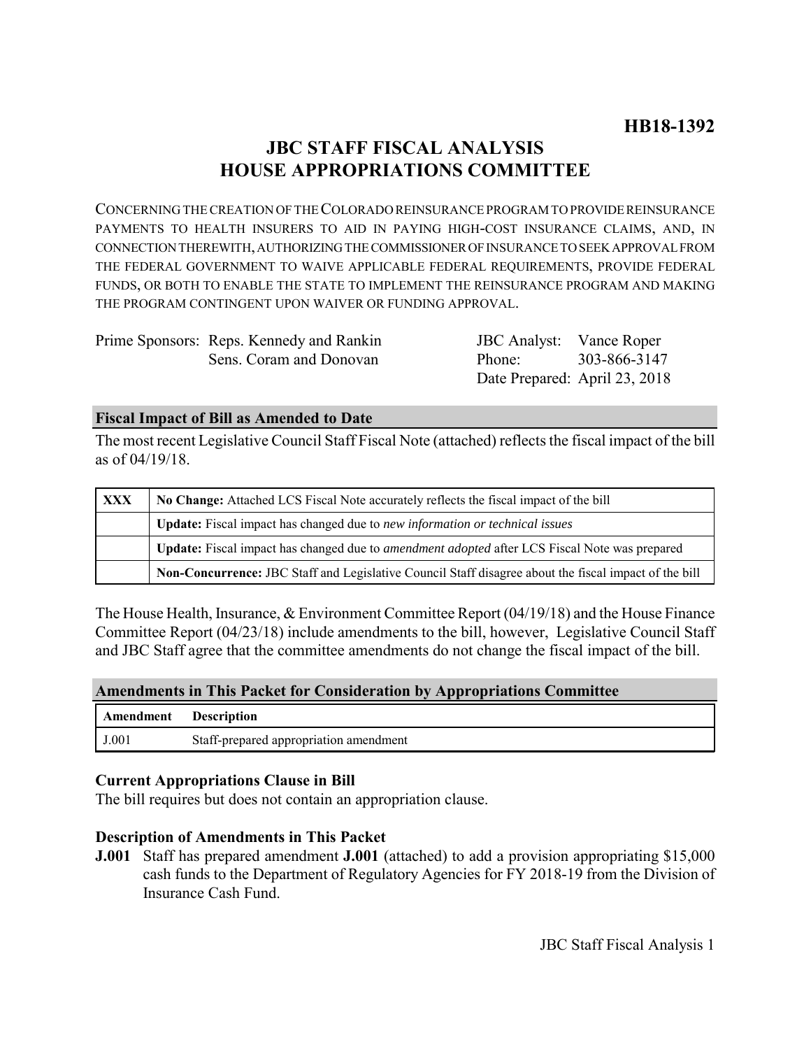**HB18-1392**

# JBC STAFF FISCAL ANALYSIS
# HOUSE APPROPRIATIONS COMMITTEE

CONCERNING THE CREATION OF THE COLORADO REINSURANCE PROGRAM TO PROVIDE REINSURANCE PAYMENTS TO HEALTH INSURERS TO AID IN PAYING HIGH-COST INSURANCE CLAIMS, AND, IN CONNECTION THEREWITH, AUTHORIZING THE COMMISSIONER OF INSURANCE TO SEEK APPROVAL FROM THE FEDERAL GOVERNMENT TO WAIVE APPLICABLE FEDERAL REQUIREMENTS, PROVIDE FEDERAL FUNDS, OR BOTH TO ENABLE THE STATE TO IMPLEMENT THE REINSURANCE PROGRAM AND MAKING THE PROGRAM CONTINGENT UPON WAIVER OR FUNDING APPROVAL.

| | | | |
|---|---|---|---|
| Prime Sponsors: | Reps. Kennedy and Rankin | JBC Analyst: | Vance Roper |
| | Sens. Coram and Donovan | Phone: | 303-866-3147 |
| | | Date Prepared: | April 23, 2018 |

## Fiscal Impact of Bill as Amended to Date

The most recent Legislative Council Staff Fiscal Note (attached) reflects the fiscal impact of the bill as of 04/19/18.

| | |
|---|---|
| **XXX** | **No Change:** Attached LCS Fiscal Note accurately reflects the fiscal impact of the bill |
| | **Update:** Fiscal impact has changed due to *new information or technical issues* |
| | **Update:** Fiscal impact has changed due to *amendment adopted* after LCS Fiscal Note was prepared |
| | **Non-Concurrence:** JBC Staff and Legislative Council Staff disagree about the fiscal impact of the bill |

The House Health, Insurance, & Environment Committee Report (04/19/18) and the House Finance Committee Report (04/23/18) include amendments to the bill, however, Legislative Council Staff and JBC Staff agree that the committee amendments do not change the fiscal impact of the bill.

## Amendments in This Packet for Consideration by Appropriations Committee

| Amendment | Description |
|---|---|
| J.001 | Staff-prepared appropriation amendment |

### Current Appropriations Clause in Bill

The bill requires but does not contain an appropriation clause.

### Description of Amendments in This Packet

**J.001** Staff has prepared amendment **J.001** (attached) to add a provision appropriating $15,000 cash funds to the Department of Regulatory Agencies for FY 2018-19 from the Division of Insurance Cash Fund.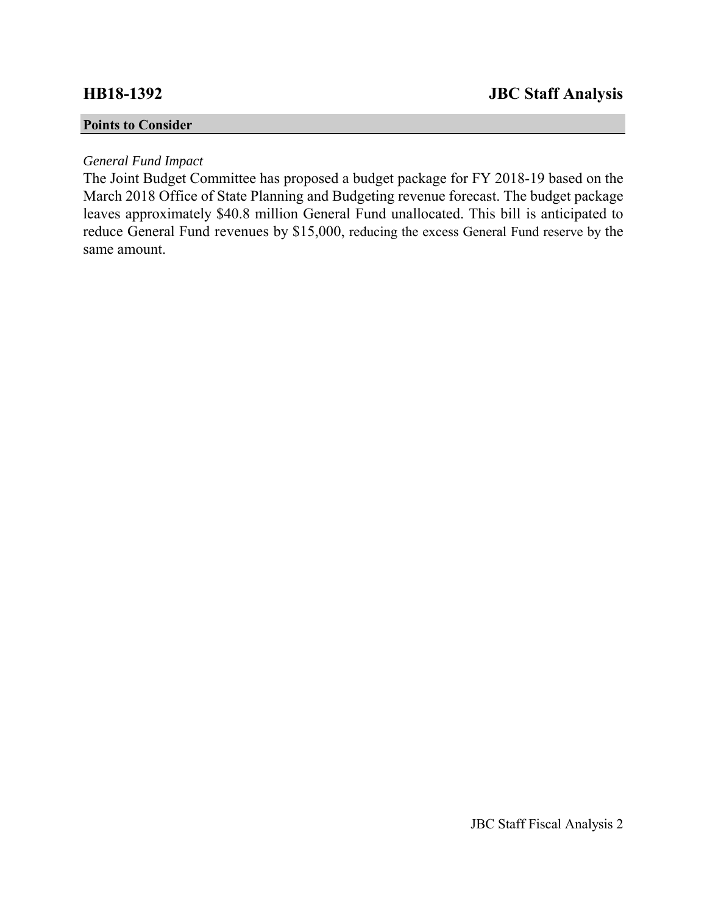## Points to Consider

*General Fund Impact*

The Joint Budget Committee has proposed a budget package for FY 2018-19 based on the March 2018 Office of State Planning and Budgeting revenue forecast. The budget package leaves approximately $40.8 million General Fund unallocated. This bill is anticipated to reduce General Fund revenues by $15,000, reducing the excess General Fund reserve by the same amount.